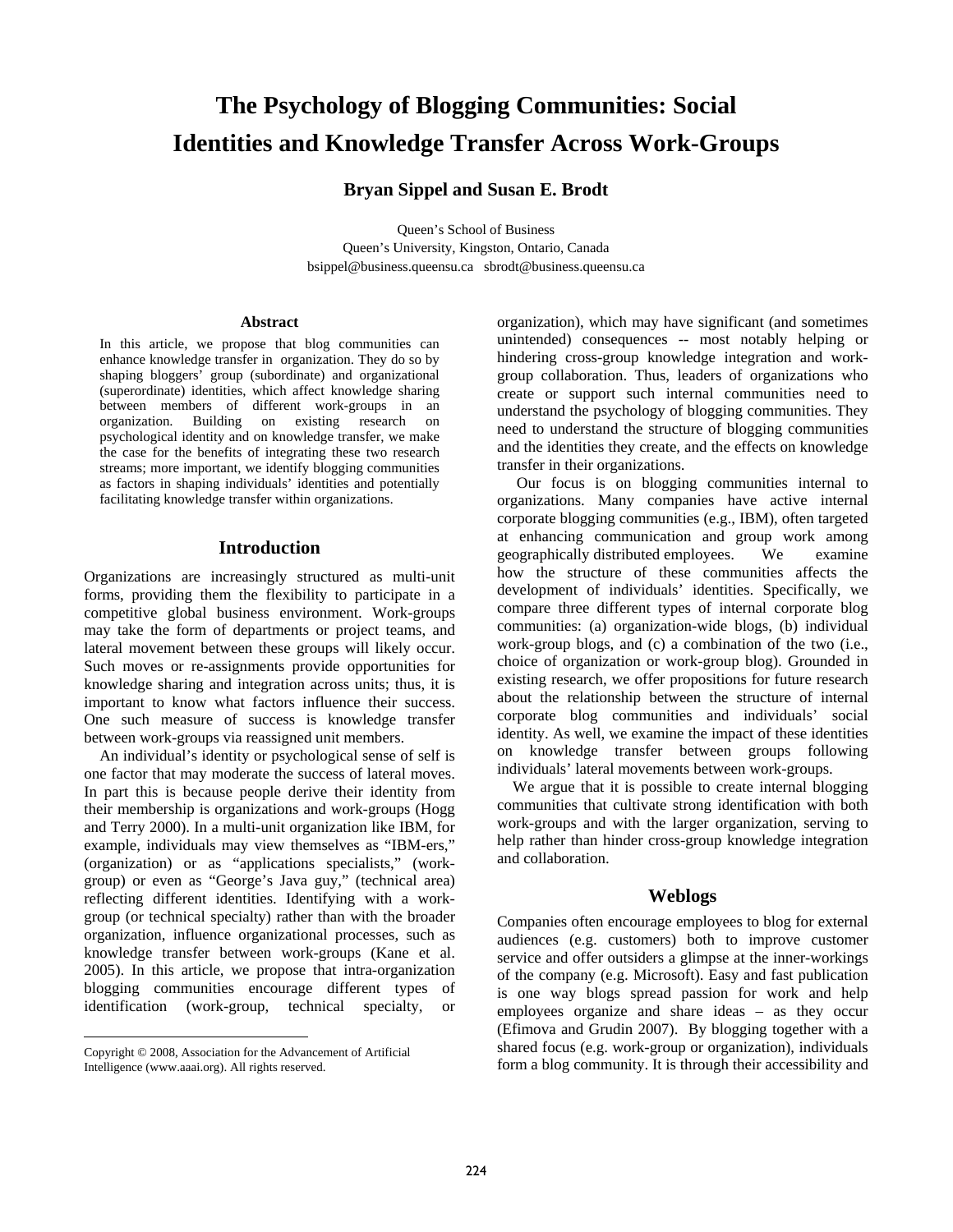# The Psychology of Blogging Communities: Social Identities and Knowledge Transfer Across Work-Groups

**Bryan Sippel and Susan E. Brodt**

Queen's School of Business
Queen's University, Kingston, Ontario, Canada
bsippel@business.queensu.ca sbrodt@business.queensu.ca

### Abstract

In this article, we propose that blog communities can enhance knowledge transfer in organization. They do so by shaping bloggers' group (subordinate) and organizational (superordinate) identities, which affect knowledge sharing between members of different work-groups in an organization. Building on existing research on psychological identity and on knowledge transfer, we make the case for the benefits of integrating these two research streams; more important, we identify blogging communities as factors in shaping individuals' identities and potentially facilitating knowledge transfer within organizations.

## Introduction

Organizations are increasingly structured as multi-unit forms, providing them the flexibility to participate in a competitive global business environment. Work-groups may take the form of departments or project teams, and lateral movement between these groups will likely occur. Such moves or re-assignments provide opportunities for knowledge sharing and integration across units; thus, it is important to know what factors influence their success. One such measure of success is knowledge transfer between work-groups via reassigned unit members.

An individual's identity or psychological sense of self is one factor that may moderate the success of lateral moves. In part this is because people derive their identity from their membership is organizations and work-groups (Hogg and Terry 2000). In a multi-unit organization like IBM, for example, individuals may view themselves as "IBM-ers," (organization) or as "applications specialists," (work-group) or even as "George's Java guy," (technical area) reflecting different identities. Identifying with a work-group (or technical specialty) rather than with the broader organization, influence organizational processes, such as knowledge transfer between work-groups (Kane et al. 2005). In this article, we propose that intra-organization blogging communities encourage different types of identification (work-group, technical specialty, or organization), which may have significant (and sometimes unintended) consequences -- most notably helping or hindering cross-group knowledge integration and work-group collaboration. Thus, leaders of organizations who create or support such internal communities need to understand the psychology of blogging communities. They need to understand the structure of blogging communities and the identities they create, and the effects on knowledge transfer in their organizations.

Our focus is on blogging communities internal to organizations. Many companies have active internal corporate blogging communities (e.g., IBM), often targeted at enhancing communication and group work among geographically distributed employees. We examine how the structure of these communities affects the development of individuals' identities. Specifically, we compare three different types of internal corporate blog communities: (a) organization-wide blogs, (b) individual work-group blogs, and (c) a combination of the two (i.e., choice of organization or work-group blog). Grounded in existing research, we offer propositions for future research about the relationship between the structure of internal corporate blog communities and individuals' social identity. As well, we examine the impact of these identities on knowledge transfer between groups following individuals' lateral movements between work-groups.

We argue that it is possible to create internal blogging communities that cultivate strong identification with both work-groups and with the larger organization, serving to help rather than hinder cross-group knowledge integration and collaboration.

## Weblogs

Companies often encourage employees to blog for external audiences (e.g. customers) both to improve customer service and offer outsiders a glimpse at the inner-workings of the company (e.g. Microsoft). Easy and fast publication is one way blogs spread passion for work and help employees organize and share ideas – as they occur (Efimova and Grudin 2007). By blogging together with a shared focus (e.g. work-group or organization), individuals form a blog community. It is through their accessibility and

Copyright © 2008, Association for the Advancement of Artificial Intelligence (www.aaai.org). All rights reserved.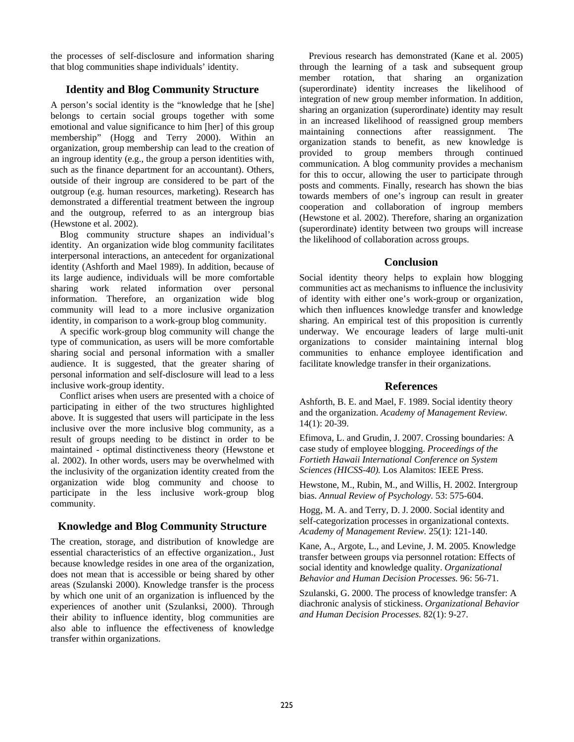the processes of self-disclosure and information sharing that blog communities shape individuals' identity.

## Identity and Blog Community Structure

A person's social identity is the "knowledge that he [she] belongs to certain social groups together with some emotional and value significance to him [her] of this group membership" (Hogg and Terry 2000). Within an organization, group membership can lead to the creation of an ingroup identity (e.g., the group a person identities with, such as the finance department for an accountant). Others, outside of their ingroup are considered to be part of the outgroup (e.g. human resources, marketing). Research has demonstrated a differential treatment between the ingroup and the outgroup, referred to as an intergroup bias (Hewstone et al. 2002).

Blog community structure shapes an individual's identity. An organization wide blog community facilitates interpersonal interactions, an antecedent for organizational identity (Ashforth and Mael 1989). In addition, because of its large audience, individuals will be more comfortable sharing work related information over personal information. Therefore, an organization wide blog community will lead to a more inclusive organization identity, in comparison to a work-group blog community.

A specific work-group blog community will change the type of communication, as users will be more comfortable sharing social and personal information with a smaller audience. It is suggested, that the greater sharing of personal information and self-disclosure will lead to a less inclusive work-group identity.

Conflict arises when users are presented with a choice of participating in either of the two structures highlighted above. It is suggested that users will participate in the less inclusive over the more inclusive blog community, as a result of groups needing to be distinct in order to be maintained - optimal distinctiveness theory (Hewstone et al. 2002). In other words, users may be overwhelmed with the inclusivity of the organization identity created from the organization wide blog community and choose to participate in the less inclusive work-group blog community.

## Knowledge and Blog Community Structure

The creation, storage, and distribution of knowledge are essential characteristics of an effective organization., Just because knowledge resides in one area of the organization, does not mean that is accessible or being shared by other areas (Szulanski 2000). Knowledge transfer is the process by which one unit of an organization is influenced by the experiences of another unit (Szulanksi, 2000). Through their ability to influence identity, blog communities are also able to influence the effectiveness of knowledge transfer within organizations.

Previous research has demonstrated (Kane et al. 2005) through the learning of a task and subsequent group member rotation, that sharing an organization (superordinate) identity increases the likelihood of integration of new group member information. In addition, sharing an organization (superordinate) identity may result in an increased likelihood of reassigned group members maintaining connections after reassignment. The organization stands to benefit, as new knowledge is provided to group members through continued communication. A blog community provides a mechanism for this to occur, allowing the user to participate through posts and comments. Finally, research has shown the bias towards members of one's ingroup can result in greater cooperation and collaboration of ingroup members (Hewstone et al. 2002). Therefore, sharing an organization (superordinate) identity between two groups will increase the likelihood of collaboration across groups.

## Conclusion

Social identity theory helps to explain how blogging communities act as mechanisms to influence the inclusivity of identity with either one's work-group or organization, which then influences knowledge transfer and knowledge sharing. An empirical test of this proposition is currently underway. We encourage leaders of large multi-unit organizations to consider maintaining internal blog communities to enhance employee identification and facilitate knowledge transfer in their organizations.

## References

Ashforth, B. E. and Mael, F. 1989. Social identity theory and the organization. *Academy of Management Review.* 14(1): 20-39.

Efimova, L. and Grudin, J. 2007. Crossing boundaries: A case study of employee blogging. *Proceedings of the Fortieth Hawaii International Conference on System Sciences (HICSS-40).* Los Alamitos: IEEE Press.

Hewstone, M., Rubin, M., and Willis, H. 2002. Intergroup bias. *Annual Review of Psychology.* 53: 575-604.

Hogg, M. A. and Terry, D. J. 2000. Social identity and self-categorization processes in organizational contexts. *Academy of Management Review.* 25(1): 121-140.

Kane, A., Argote, L., and Levine, J. M. 2005. Knowledge transfer between groups via personnel rotation: Effects of social identity and knowledge quality. *Organizational Behavior and Human Decision Processes.* 96: 56-71.

Szulanski, G. 2000. The process of knowledge transfer: A diachronic analysis of stickiness. *Organizational Behavior and Human Decision Processes.* 82(1): 9-27.